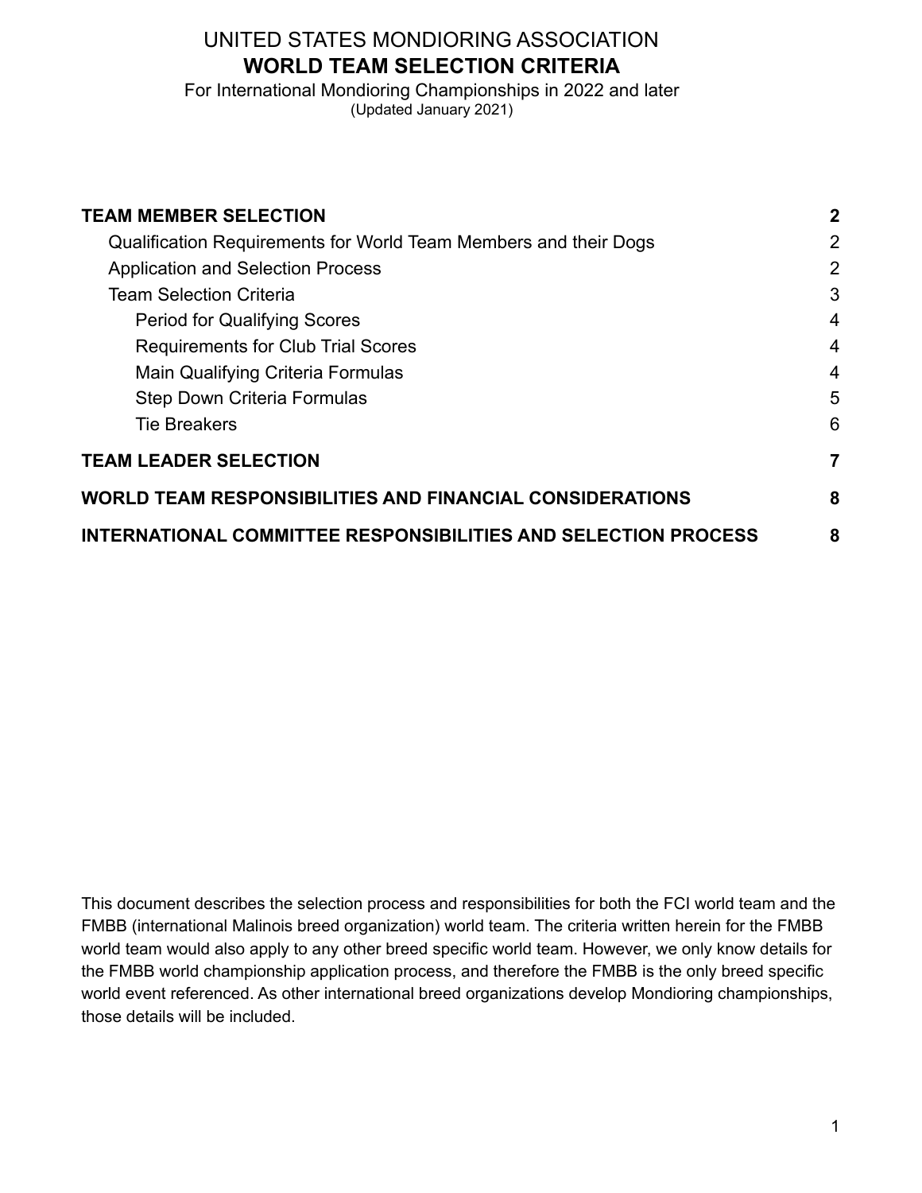# UNITED STATES MONDIORING ASSOCIATION

## WORLD TEAM SELECTION CRITERIA

For International Mondioring Championships in 2022 and later

(Updated January 2021)

| | |
|---|---|
| **TEAM MEMBER SELECTION** | **2** |
| Qualification Requirements for World Team Members and their Dogs | 2 |
| Application and Selection Process | 2 |
| Team Selection Criteria | 3 |
| Period for Qualifying Scores | 4 |
| Requirements for Club Trial Scores | 4 |
| Main Qualifying Criteria Formulas | 4 |
| Step Down Criteria Formulas | 5 |
| Tie Breakers | 6 |
| **TEAM LEADER SELECTION** | **7** |
| **WORLD TEAM RESPONSIBILITIES AND FINANCIAL CONSIDERATIONS** | **8** |
| **INTERNATIONAL COMMITTEE RESPONSIBILITIES AND SELECTION PROCESS** | **8** |

This document describes the selection process and responsibilities for both the FCI world team and the FMBB (international Malinois breed organization) world team. The criteria written herein for the FMBB world team would also apply to any other breed specific world team. However, we only know details for the FMBB world championship application process, and therefore the FMBB is the only breed specific world event referenced. As other international breed organizations develop Mondioring championships, those details will be included.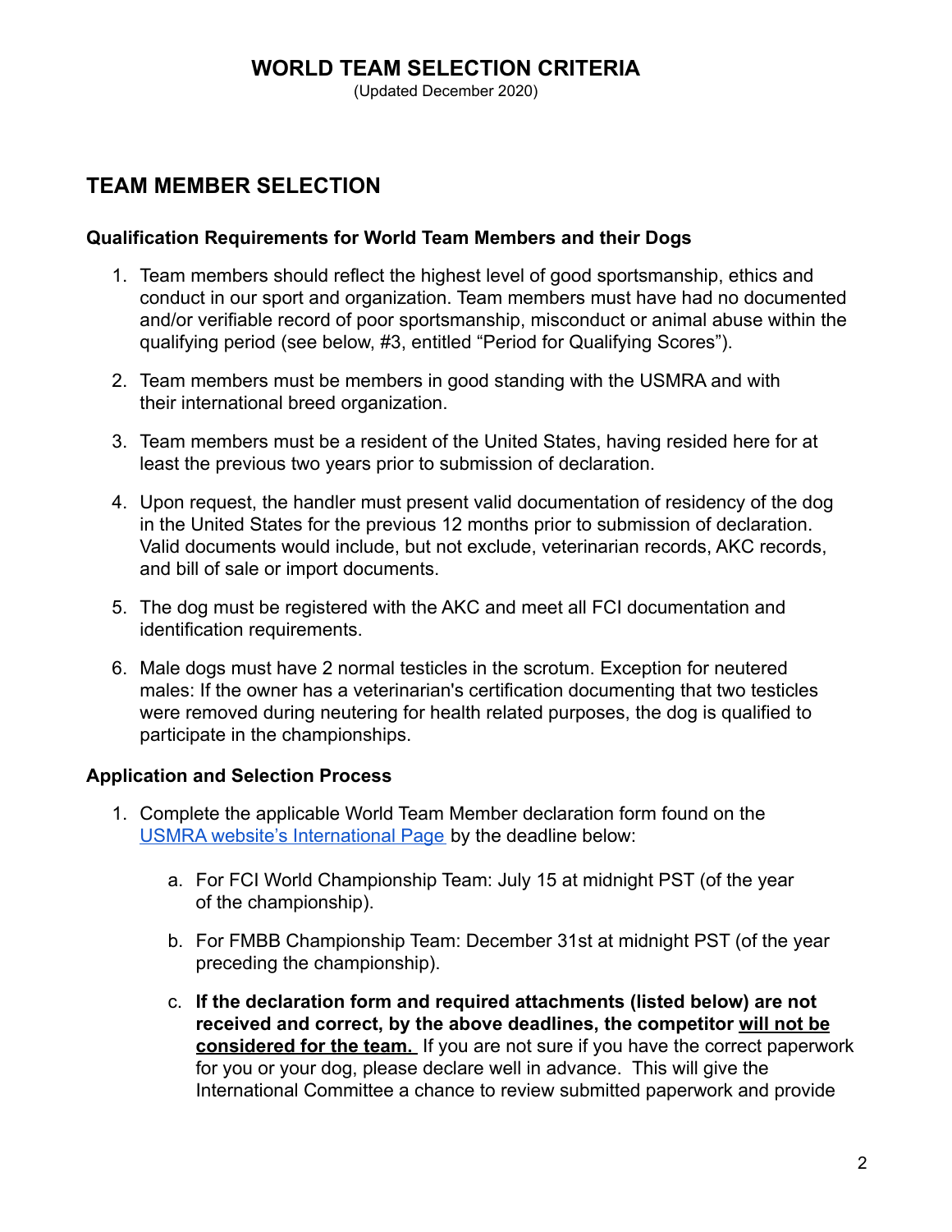# WORLD TEAM SELECTION CRITERIA

(Updated December 2020)

## TEAM MEMBER SELECTION

### Qualification Requirements for World Team Members and their Dogs

1. Team members should reflect the highest level of good sportsmanship, ethics and conduct in our sport and organization. Team members must have had no documented and/or verifiable record of poor sportsmanship, misconduct or animal abuse within the qualifying period (see below, #3, entitled "Period for Qualifying Scores").
2. Team members must be members in good standing with the USMRA and with their international breed organization.
3. Team members must be a resident of the United States, having resided here for at least the previous two years prior to submission of declaration.
4. Upon request, the handler must present valid documentation of residency of the dog in the United States for the previous 12 months prior to submission of declaration. Valid documents would include, but not exclude, veterinarian records, AKC records, and bill of sale or import documents.
5. The dog must be registered with the AKC and meet all FCI documentation and identification requirements.
6. Male dogs must have 2 normal testicles in the scrotum. Exception for neutered males: If the owner has a veterinarian's certification documenting that two testicles were removed during neutering for health related purposes, the dog is qualified to participate in the championships.

### Application and Selection Process

1. Complete the applicable World Team Member declaration form found on the USMRA website's International Page by the deadline below:
   a. For FCI World Championship Team: July 15 at midnight PST (of the year of the championship).
   b. For FMBB Championship Team: December 31st at midnight PST (of the year preceding the championship).
   c. **If the declaration form and required attachments (listed below) are not received and correct, by the above deadlines, the competitor <u>will not be considered for the team.</u>** If you are not sure if you have the correct paperwork for you or your dog, please declare well in advance. This will give the International Committee a chance to review submitted paperwork and provide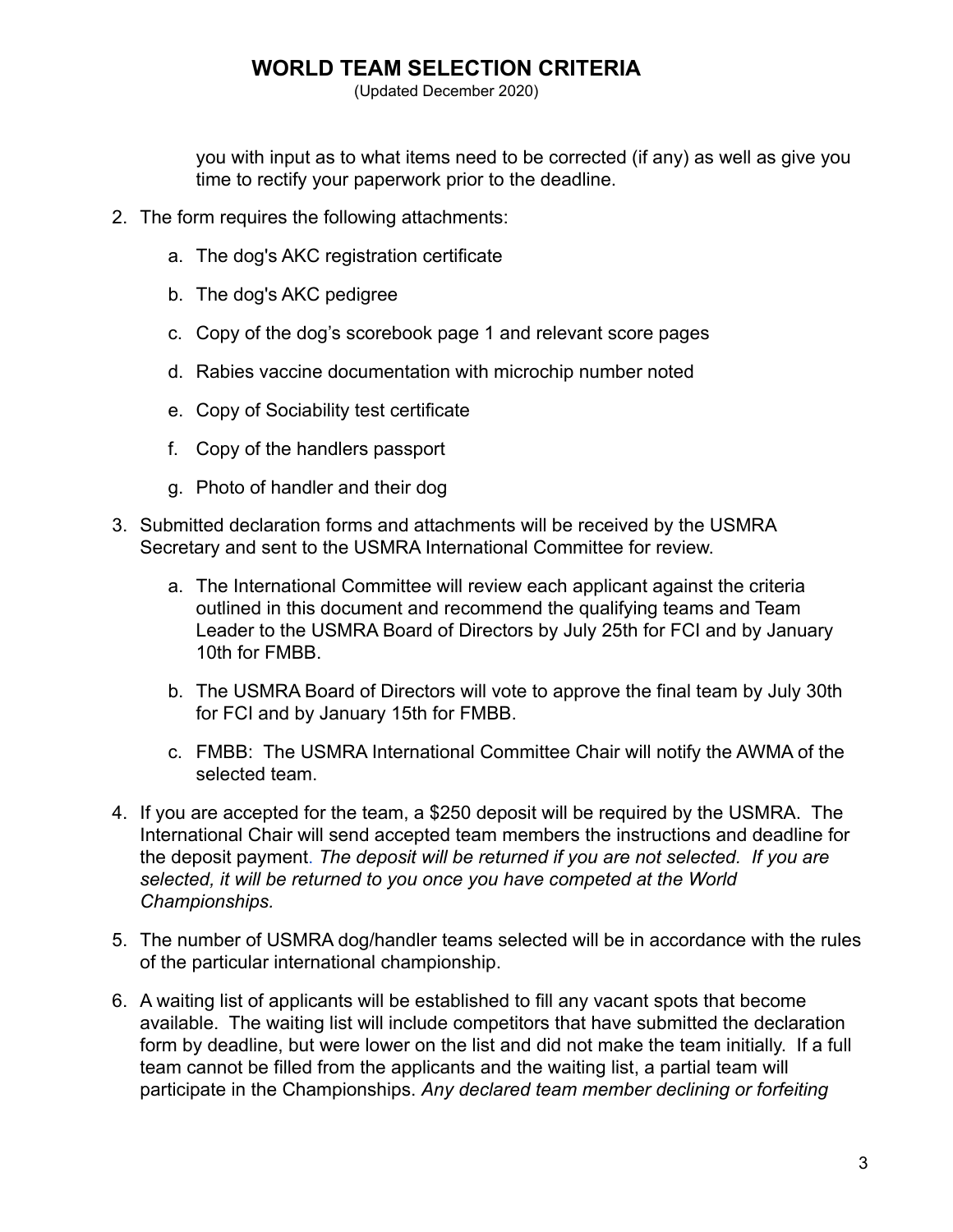you with input as to what items need to be corrected (if any) as well as give you time to rectify your paperwork prior to the deadline.

2. The form requires the following attachments:

    a. The dog's AKC registration certificate

    b. The dog's AKC pedigree

    c. Copy of the dog's scorebook page 1 and relevant score pages

    d. Rabies vaccine documentation with microchip number noted

    e. Copy of Sociability test certificate

    f. Copy of the handlers passport

    g. Photo of handler and their dog

3. Submitted declaration forms and attachments will be received by the USMRA Secretary and sent to the USMRA International Committee for review.

    a. The International Committee will review each applicant against the criteria outlined in this document and recommend the qualifying teams and Team Leader to the USMRA Board of Directors by July 25th for FCI and by January 10th for FMBB.

    b. The USMRA Board of Directors will vote to approve the final team by July 30th for FCI and by January 15th for FMBB.

    c. FMBB: The USMRA International Committee Chair will notify the AWMA of the selected team.

4. If you are accepted for the team, a $250 deposit will be required by the USMRA. The International Chair will send accepted team members the instructions and deadline for the deposit payment. *The deposit will be returned if you are not selected. If you are selected, it will be returned to you once you have competed at the World Championships.*

5. The number of USMRA dog/handler teams selected will be in accordance with the rules of the particular international championship.

6. A waiting list of applicants will be established to fill any vacant spots that become available. The waiting list will include competitors that have submitted the declaration form by deadline, but were lower on the list and did not make the team initially. If a full team cannot be filled from the applicants and the waiting list, a partial team will participate in the Championships. *Any declared team member declining or forfeiting*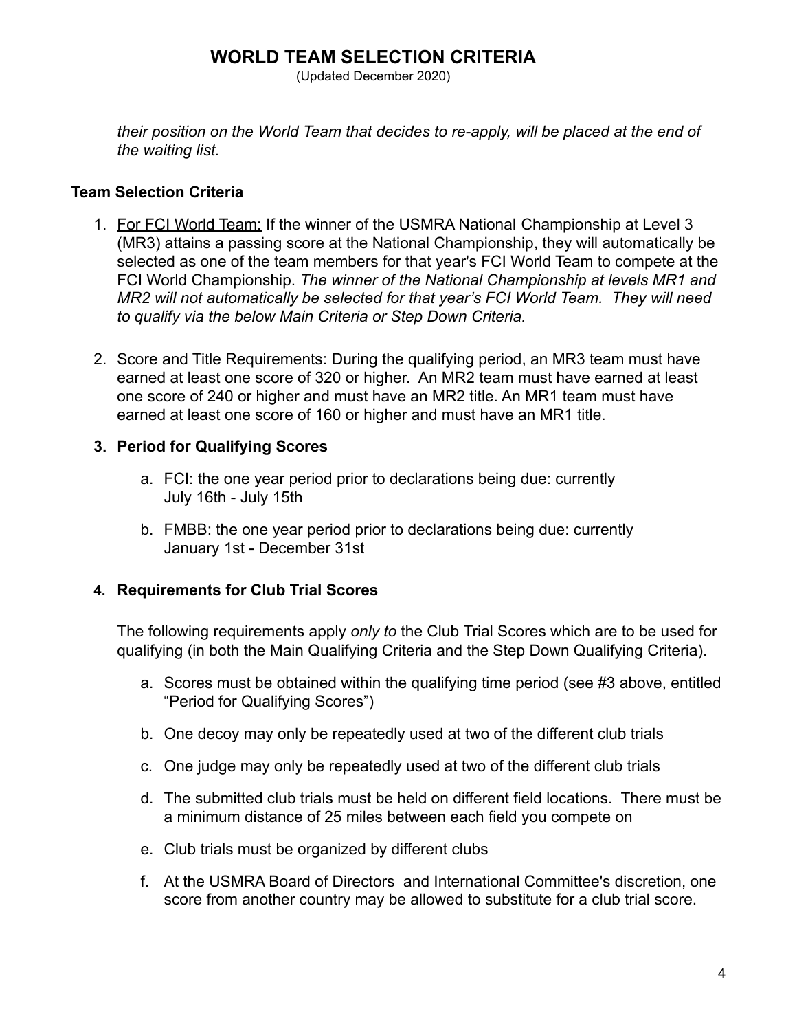*their position on the World Team that decides to re-apply, will be placed at the end of the waiting list.*

**Team Selection Criteria**

1. For FCI World Team: If the winner of the USMRA National Championship at Level 3 (MR3) attains a passing score at the National Championship, they will automatically be selected as one of the team members for that year's FCI World Team to compete at the FCI World Championship. *The winner of the National Championship at levels MR1 and MR2 will not automatically be selected for that year's FCI World Team. They will need to qualify via the below Main Criteria or Step Down Criteria.*

2. Score and Title Requirements: During the qualifying period, an MR3 team must have earned at least one score of 320 or higher. An MR2 team must have earned at least one score of 240 or higher and must have an MR2 title. An MR1 team must have earned at least one score of 160 or higher and must have an MR1 title.

3. **Period for Qualifying Scores**

    a. FCI: the one year period prior to declarations being due: currently July 16th - July 15th

    b. FMBB: the one year period prior to declarations being due: currently January 1st - December 31st

4. **Requirements for Club Trial Scores**

    The following requirements apply *only to* the Club Trial Scores which are to be used for qualifying (in both the Main Qualifying Criteria and the Step Down Qualifying Criteria).

    a. Scores must be obtained within the qualifying time period (see #3 above, entitled "Period for Qualifying Scores")

    b. One decoy may only be repeatedly used at two of the different club trials

    c. One judge may only be repeatedly used at two of the different club trials

    d. The submitted club trials must be held on different field locations. There must be a minimum distance of 25 miles between each field you compete on

    e. Club trials must be organized by different clubs

    f. At the USMRA Board of Directors and International Committee's discretion, one score from another country may be allowed to substitute for a club trial score.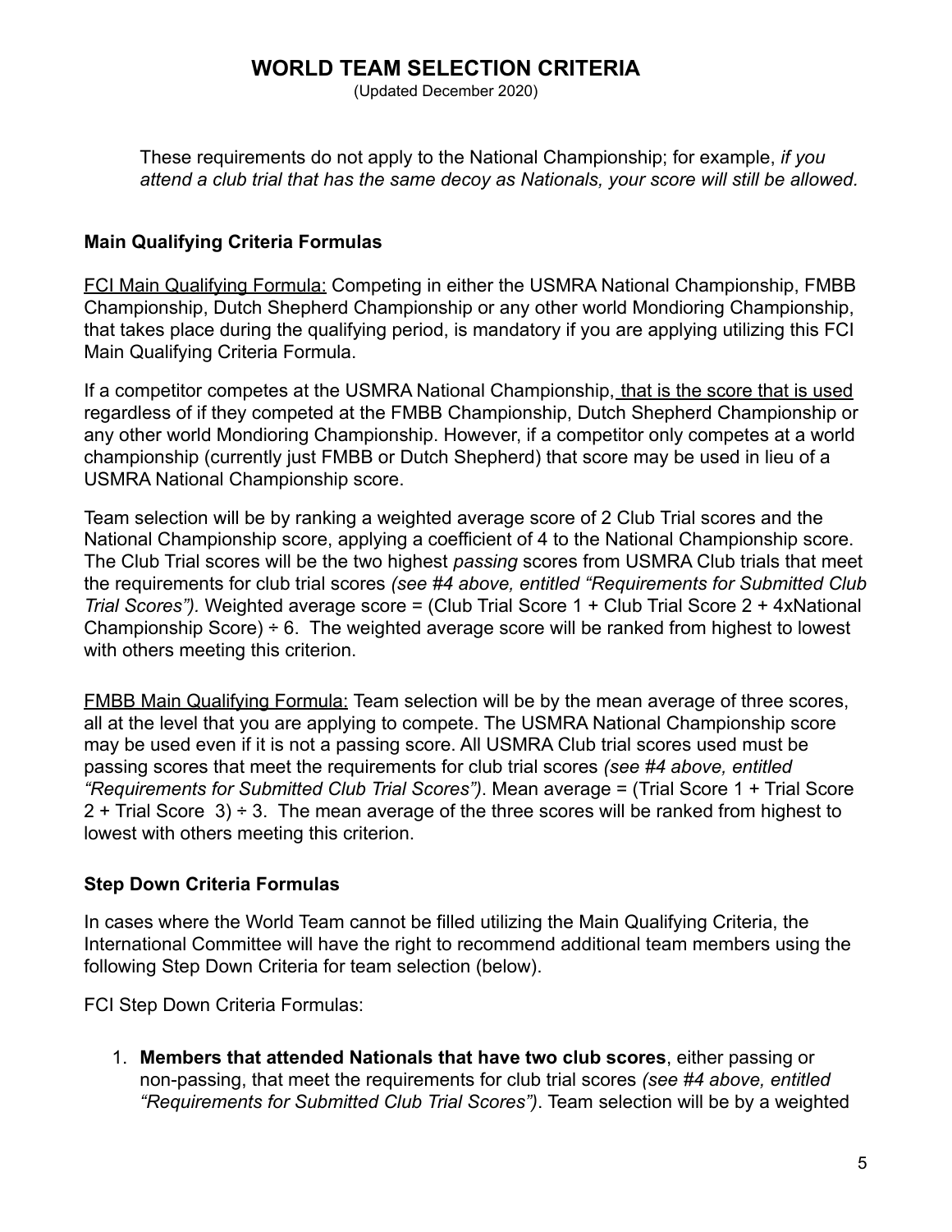# WORLD TEAM SELECTION CRITERIA

(Updated December 2020)

These requirements do not apply to the National Championship; for example, *if you attend a club trial that has the same decoy as Nationals, your score will still be allowed.*

### Main Qualifying Criteria Formulas

FCI Main Qualifying Formula: Competing in either the USMRA National Championship, FMBB Championship, Dutch Shepherd Championship or any other world Mondioring Championship, that takes place during the qualifying period, is mandatory if you are applying utilizing this FCI Main Qualifying Criteria Formula.

If a competitor competes at the USMRA National Championship, that is the score that is used regardless of if they competed at the FMBB Championship, Dutch Shepherd Championship or any other world Mondioring Championship. However, if a competitor only competes at a world championship (currently just FMBB or Dutch Shepherd) that score may be used in lieu of a USMRA National Championship score.

Team selection will be by ranking a weighted average score of 2 Club Trial scores and the National Championship score, applying a coefficient of 4 to the National Championship score. The Club Trial scores will be the two highest *passing* scores from USMRA Club trials that meet the requirements for club trial scores *(see #4 above, entitled "Requirements for Submitted Club Trial Scores").* Weighted average score = (Club Trial Score 1 + Club Trial Score 2 + 4xNational Championship Score) ÷ 6. The weighted average score will be ranked from highest to lowest with others meeting this criterion.

FMBB Main Qualifying Formula: Team selection will be by the mean average of three scores, all at the level that you are applying to compete. The USMRA National Championship score may be used even if it is not a passing score. All USMRA Club trial scores used must be passing scores that meet the requirements for club trial scores *(see #4 above, entitled "Requirements for Submitted Club Trial Scores")*. Mean average = (Trial Score 1 + Trial Score 2 + Trial Score 3) ÷ 3. The mean average of the three scores will be ranked from highest to lowest with others meeting this criterion.

### Step Down Criteria Formulas

In cases where the World Team cannot be filled utilizing the Main Qualifying Criteria, the International Committee will have the right to recommend additional team members using the following Step Down Criteria for team selection (below).

FCI Step Down Criteria Formulas:

1. **Members that attended Nationals that have two club scores**, either passing or non-passing, that meet the requirements for club trial scores *(see #4 above, entitled "Requirements for Submitted Club Trial Scores")*. Team selection will be by a weighted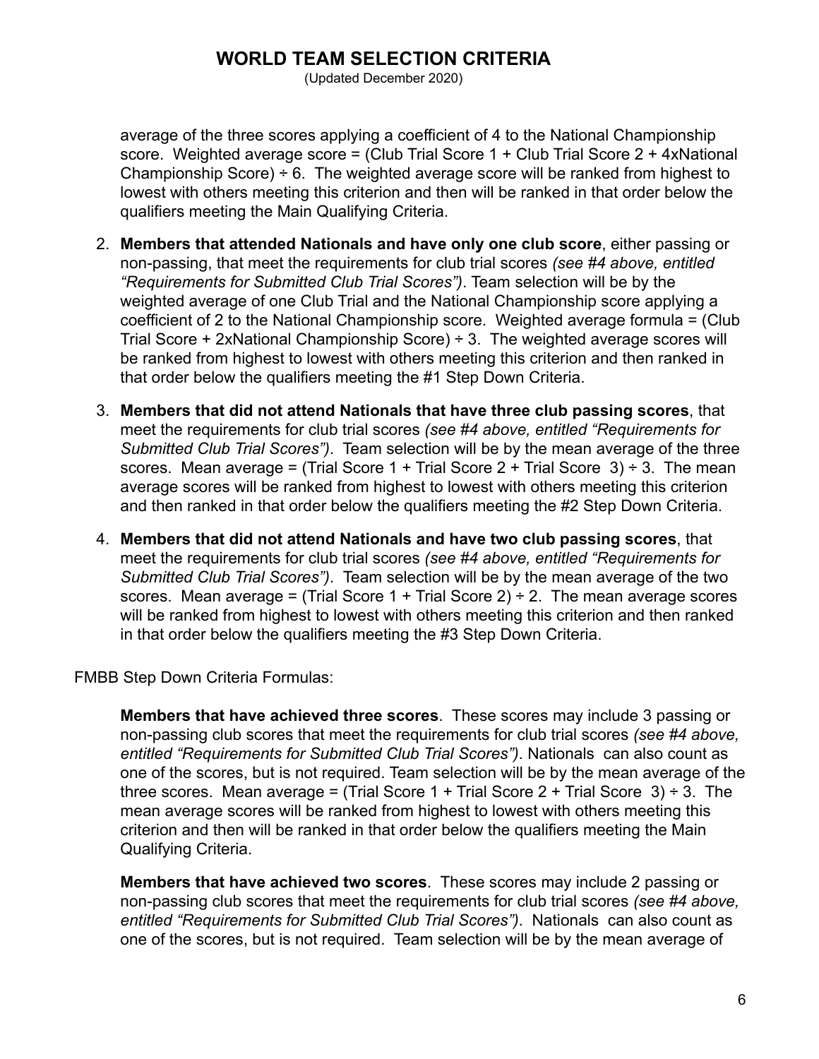average of the three scores applying a coefficient of 4 to the National Championship score. Weighted average score = (Club Trial Score 1 + Club Trial Score 2 + 4xNational Championship Score) ÷ 6. The weighted average score will be ranked from highest to lowest with others meeting this criterion and then will be ranked in that order below the qualifiers meeting the Main Qualifying Criteria.

2. **Members that attended Nationals and have only one club score**, either passing or non-passing, that meet the requirements for club trial scores *(see #4 above, entitled "Requirements for Submitted Club Trial Scores")*. Team selection will be by the weighted average of one Club Trial and the National Championship score applying a coefficient of 2 to the National Championship score. Weighted average formula = (Club Trial Score + 2xNational Championship Score) ÷ 3. The weighted average scores will be ranked from highest to lowest with others meeting this criterion and then ranked in that order below the qualifiers meeting the #1 Step Down Criteria.

3. **Members that did not attend Nationals that have three club passing scores**, that meet the requirements for club trial scores *(see #4 above, entitled "Requirements for Submitted Club Trial Scores")*. Team selection will be by the mean average of the three scores. Mean average = (Trial Score 1 + Trial Score 2 + Trial Score 3) ÷ 3. The mean average scores will be ranked from highest to lowest with others meeting this criterion and then ranked in that order below the qualifiers meeting the #2 Step Down Criteria.

4. **Members that did not attend Nationals and have two club passing scores**, that meet the requirements for club trial scores *(see #4 above, entitled "Requirements for Submitted Club Trial Scores")*. Team selection will be by the mean average of the two scores. Mean average = (Trial Score 1 + Trial Score 2) ÷ 2. The mean average scores will be ranked from highest to lowest with others meeting this criterion and then ranked in that order below the qualifiers meeting the #3 Step Down Criteria.

FMBB Step Down Criteria Formulas:

**Members that have achieved three scores**. These scores may include 3 passing or non-passing club scores that meet the requirements for club trial scores *(see #4 above, entitled "Requirements for Submitted Club Trial Scores")*. Nationals can also count as one of the scores, but is not required. Team selection will be by the mean average of the three scores. Mean average = (Trial Score 1 + Trial Score 2 + Trial Score 3) ÷ 3. The mean average scores will be ranked from highest to lowest with others meeting this criterion and then will be ranked in that order below the qualifiers meeting the Main Qualifying Criteria.

**Members that have achieved two scores**. These scores may include 2 passing or non-passing club scores that meet the requirements for club trial scores *(see #4 above, entitled "Requirements for Submitted Club Trial Scores")*. Nationals can also count as one of the scores, but is not required. Team selection will be by the mean average of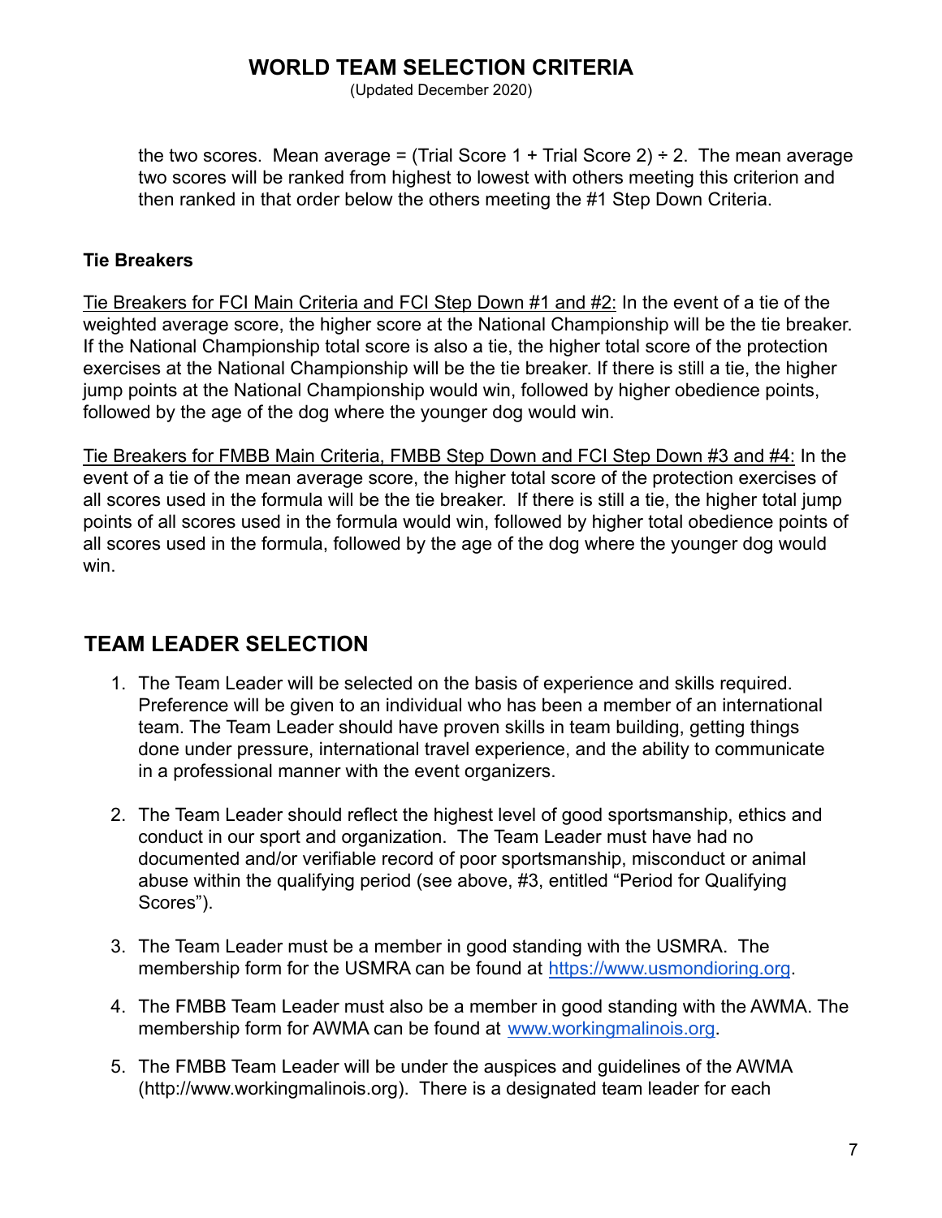the two scores. Mean average = (Trial Score 1 + Trial Score 2) ÷ 2. The mean average two scores will be ranked from highest to lowest with others meeting this criterion and then ranked in that order below the others meeting the #1 Step Down Criteria.

### Tie Breakers

<u>Tie Breakers for FCI Main Criteria and FCI Step Down #1 and #2:</u> In the event of a tie of the weighted average score, the higher score at the National Championship will be the tie breaker. If the National Championship total score is also a tie, the higher total score of the protection exercises at the National Championship will be the tie breaker. If there is still a tie, the higher jump points at the National Championship would win, followed by higher obedience points, followed by the age of the dog where the younger dog would win.

<u>Tie Breakers for FMBB Main Criteria, FMBB Step Down and FCI Step Down #3 and #4:</u> In the event of a tie of the mean average score, the higher total score of the protection exercises of all scores used in the formula will be the tie breaker. If there is still a tie, the higher total jump points of all scores used in the formula would win, followed by higher total obedience points of all scores used in the formula, followed by the age of the dog where the younger dog would win.

## TEAM LEADER SELECTION

1. The Team Leader will be selected on the basis of experience and skills required. Preference will be given to an individual who has been a member of an international team. The Team Leader should have proven skills in team building, getting things done under pressure, international travel experience, and the ability to communicate in a professional manner with the event organizers.

2. The Team Leader should reflect the highest level of good sportsmanship, ethics and conduct in our sport and organization. The Team Leader must have had no documented and/or verifiable record of poor sportsmanship, misconduct or animal abuse within the qualifying period (see above, #3, entitled "Period for Qualifying Scores").

3. The Team Leader must be a member in good standing with the USMRA. The membership form for the USMRA can be found at [https://www.usmondioring.org](https://www.usmondioring.org).

4. The FMBB Team Leader must also be a member in good standing with the AWMA. The membership form for AWMA can be found at [www.workingmalinois.org](www.workingmalinois.org).

5. The FMBB Team Leader will be under the auspices and guidelines of the AWMA (http://www.workingmalinois.org). There is a designated team leader for each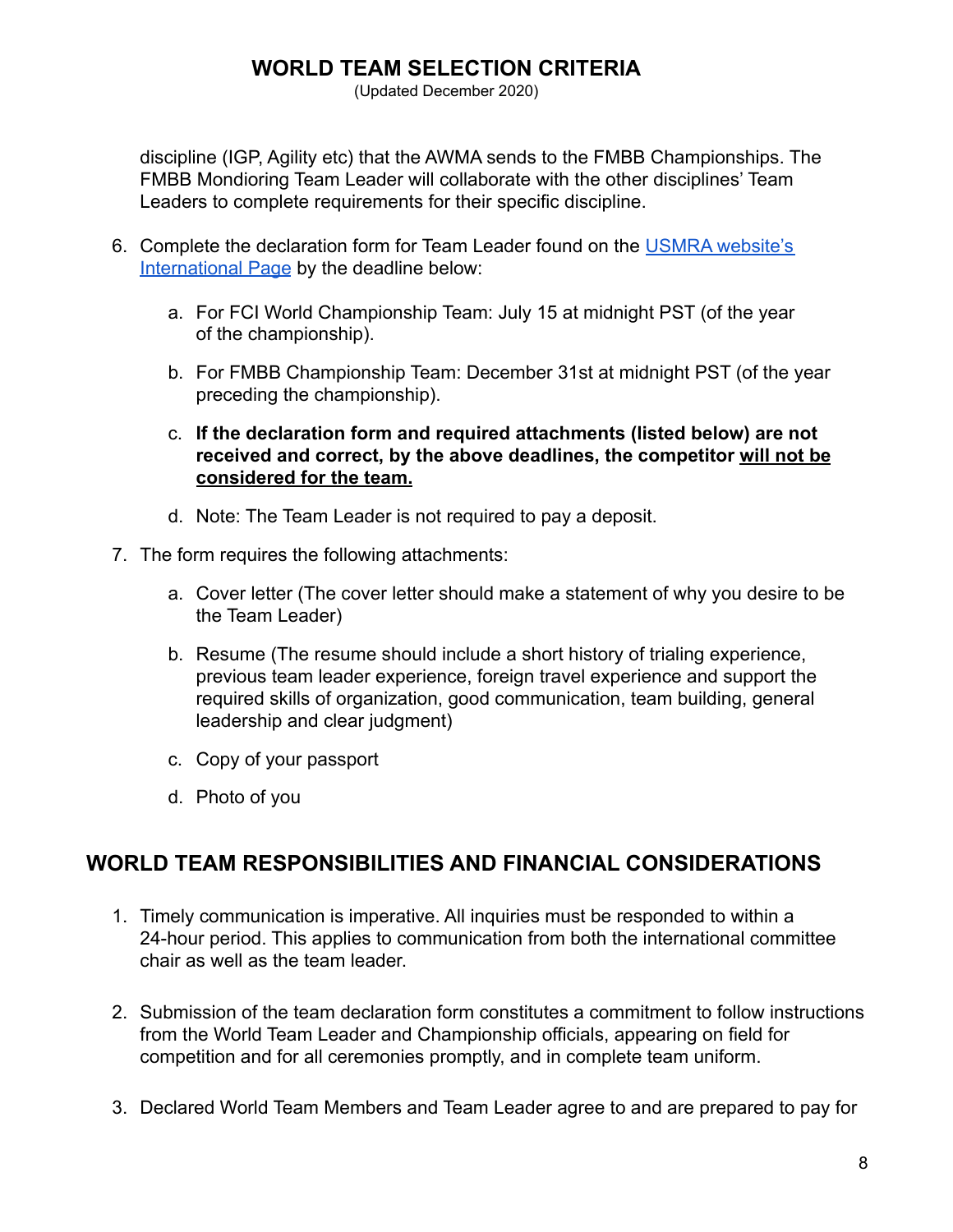discipline (IGP, Agility etc) that the AWMA sends to the FMBB Championships. The FMBB Mondioring Team Leader will collaborate with the other disciplines' Team Leaders to complete requirements for their specific discipline.

6. Complete the declaration form for Team Leader found on the USMRA website's International Page by the deadline below:

   a. For FCI World Championship Team: July 15 at midnight PST (of the year of the championship).

   b. For FMBB Championship Team: December 31st at midnight PST (of the year preceding the championship).

   c. **If the declaration form and required attachments (listed below) are not received and correct, by the above deadlines, the competitor <u>will not be considered for the team.</u>**

   d. Note: The Team Leader is not required to pay a deposit.

7. The form requires the following attachments:

   a. Cover letter (The cover letter should make a statement of why you desire to be the Team Leader)

   b. Resume (The resume should include a short history of trialing experience, previous team leader experience, foreign travel experience and support the required skills of organization, good communication, team building, general leadership and clear judgment)

   c. Copy of your passport

   d. Photo of you

## WORLD TEAM RESPONSIBILITIES AND FINANCIAL CONSIDERATIONS

1. Timely communication is imperative. All inquiries must be responded to within a 24-hour period. This applies to communication from both the international committee chair as well as the team leader.

2. Submission of the team declaration form constitutes a commitment to follow instructions from the World Team Leader and Championship officials, appearing on field for competition and for all ceremonies promptly, and in complete team uniform.

3. Declared World Team Members and Team Leader agree to and are prepared to pay for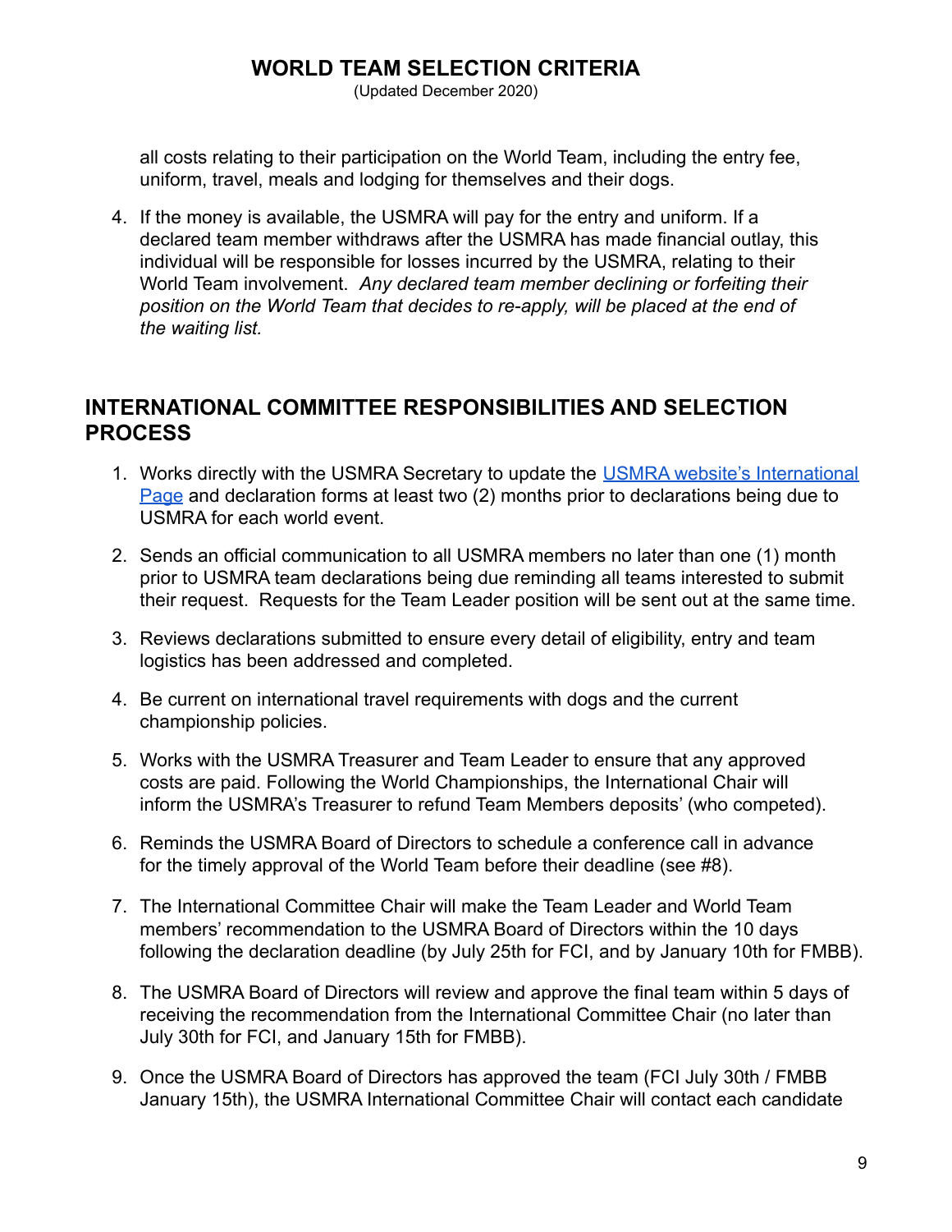all costs relating to their participation on the World Team, including the entry fee, uniform, travel, meals and lodging for themselves and their dogs.

4. If the money is available, the USMRA will pay for the entry and uniform. If a declared team member withdraws after the USMRA has made financial outlay, this individual will be responsible for losses incurred by the USMRA, relating to their World Team involvement. *Any declared team member declining or forfeiting their position on the World Team that decides to re-apply, will be placed at the end of the waiting list.*

## INTERNATIONAL COMMITTEE RESPONSIBILITIES AND SELECTION PROCESS

1. Works directly with the USMRA Secretary to update the [USMRA website's International Page]() and declaration forms at least two (2) months prior to declarations being due to USMRA for each world event.
2. Sends an official communication to all USMRA members no later than one (1) month prior to USMRA team declarations being due reminding all teams interested to submit their request. Requests for the Team Leader position will be sent out at the same time.
3. Reviews declarations submitted to ensure every detail of eligibility, entry and team logistics has been addressed and completed.
4. Be current on international travel requirements with dogs and the current championship policies.
5. Works with the USMRA Treasurer and Team Leader to ensure that any approved costs are paid. Following the World Championships, the International Chair will inform the USMRA's Treasurer to refund Team Members deposits' (who competed).
6. Reminds the USMRA Board of Directors to schedule a conference call in advance for the timely approval of the World Team before their deadline (see #8).
7. The International Committee Chair will make the Team Leader and World Team members' recommendation to the USMRA Board of Directors within the 10 days following the declaration deadline (by July 25th for FCI, and by January 10th for FMBB).
8. The USMRA Board of Directors will review and approve the final team within 5 days of receiving the recommendation from the International Committee Chair (no later than July 30th for FCI, and January 15th for FMBB).
9. Once the USMRA Board of Directors has approved the team (FCI July 30th / FMBB January 15th), the USMRA International Committee Chair will contact each candidate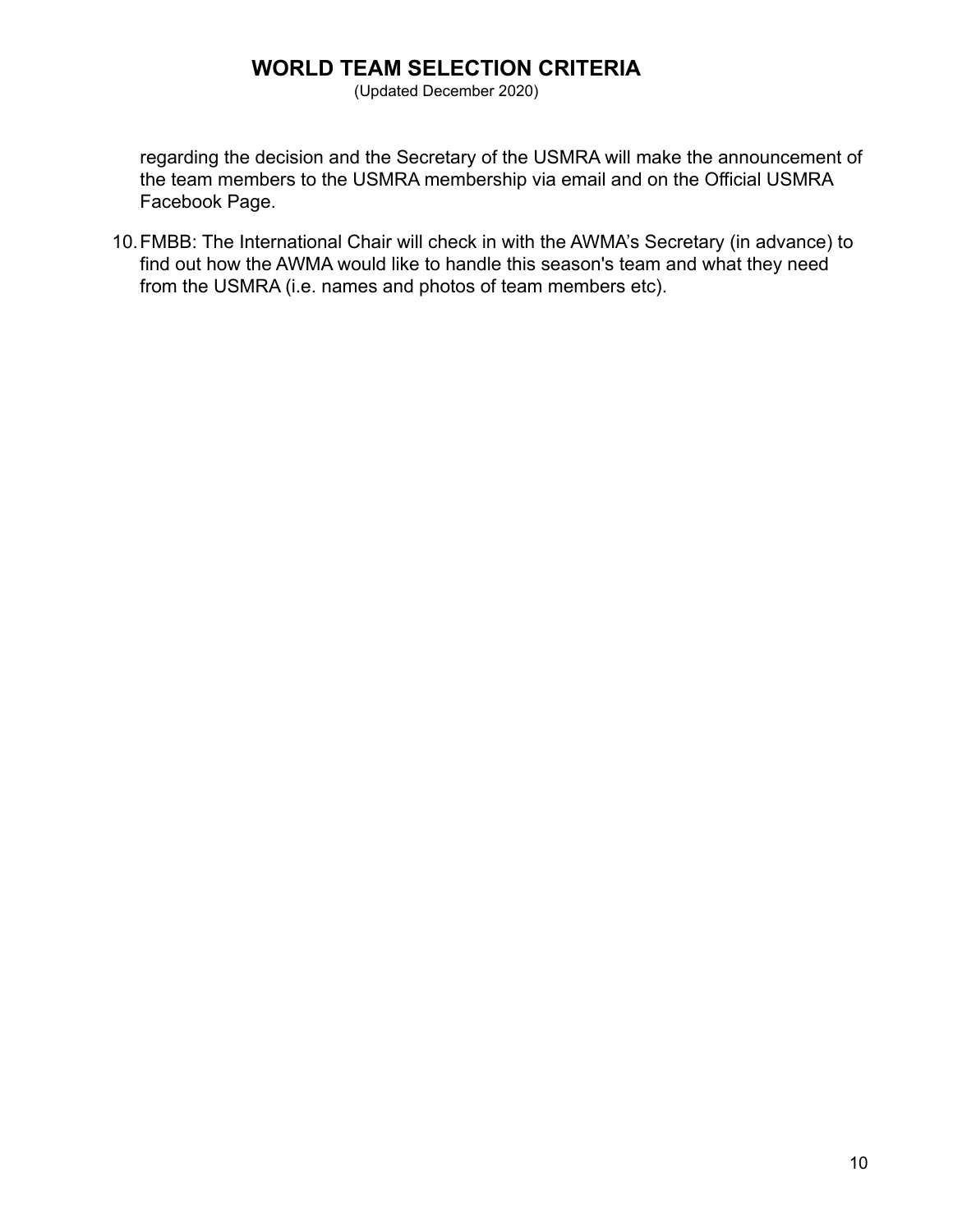regarding the decision and the Secretary of the USMRA will make the announcement of the team members to the USMRA membership via email and on the Official USMRA Facebook Page.

10. FMBB: The International Chair will check in with the AWMA's Secretary (in advance) to find out how the AWMA would like to handle this season's team and what they need from the USMRA (i.e. names and photos of team members etc).